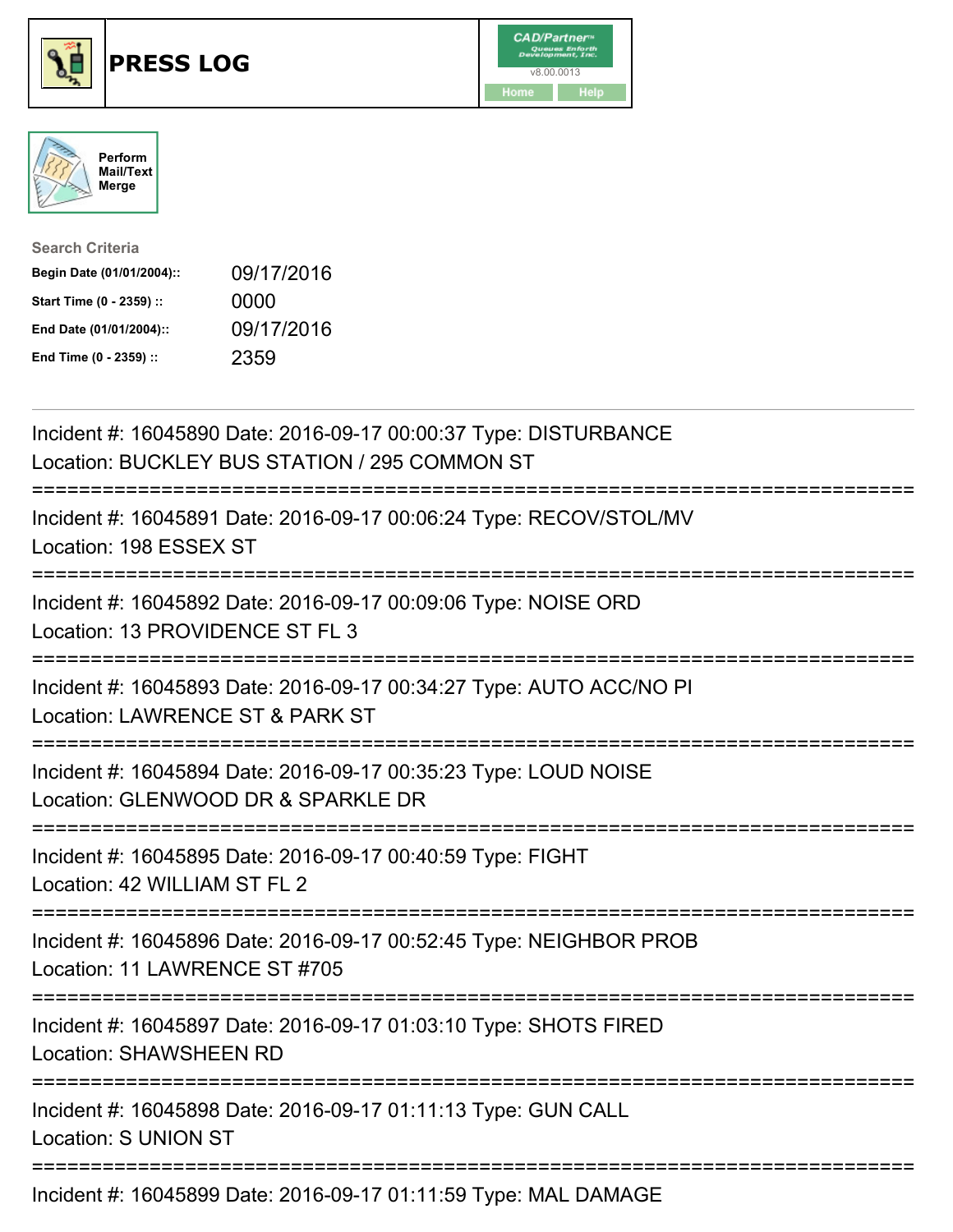# PRESS LOG

CAD/Partner
v8.00.0013
Home Help

Perform Mail/Text Merge

**Search Criteria**

| | |
|---|---|
| **Begin Date (01/01/2004)::** | 09/17/2016 |
| **Start Time (0 - 2359) ::** | 0000 |
| **End Date (01/01/2004)::** | 09/17/2016 |
| **End Time (0 - 2359) ::** | 2359 |

---

Incident #: 16045890 Date: 2016-09-17 00:00:37 Type: DISTURBANCE
Location: BUCKLEY BUS STATION / 295 COMMON ST

===========================================================================

Incident #: 16045891 Date: 2016-09-17 00:06:24 Type: RECOV/STOL/MV
Location: 198 ESSEX ST

===========================================================================

Incident #: 16045892 Date: 2016-09-17 00:09:06 Type: NOISE ORD
Location: 13 PROVIDENCE ST FL 3

===========================================================================

Incident #: 16045893 Date: 2016-09-17 00:34:27 Type: AUTO ACC/NO PI
Location: LAWRENCE ST & PARK ST

===========================================================================

Incident #: 16045894 Date: 2016-09-17 00:35:23 Type: LOUD NOISE
Location: GLENWOOD DR & SPARKLE DR

===========================================================================

Incident #: 16045895 Date: 2016-09-17 00:40:59 Type: FIGHT
Location: 42 WILLIAM ST FL 2

===========================================================================

Incident #: 16045896 Date: 2016-09-17 00:52:45 Type: NEIGHBOR PROB
Location: 11 LAWRENCE ST #705

===========================================================================

Incident #: 16045897 Date: 2016-09-17 01:03:10 Type: SHOTS FIRED
Location: SHAWSHEEN RD

===========================================================================

Incident #: 16045898 Date: 2016-09-17 01:11:13 Type: GUN CALL
Location: S UNION ST

===========================================================================

Incident #: 16045899 Date: 2016-09-17 01:11:59 Type: MAL DAMAGE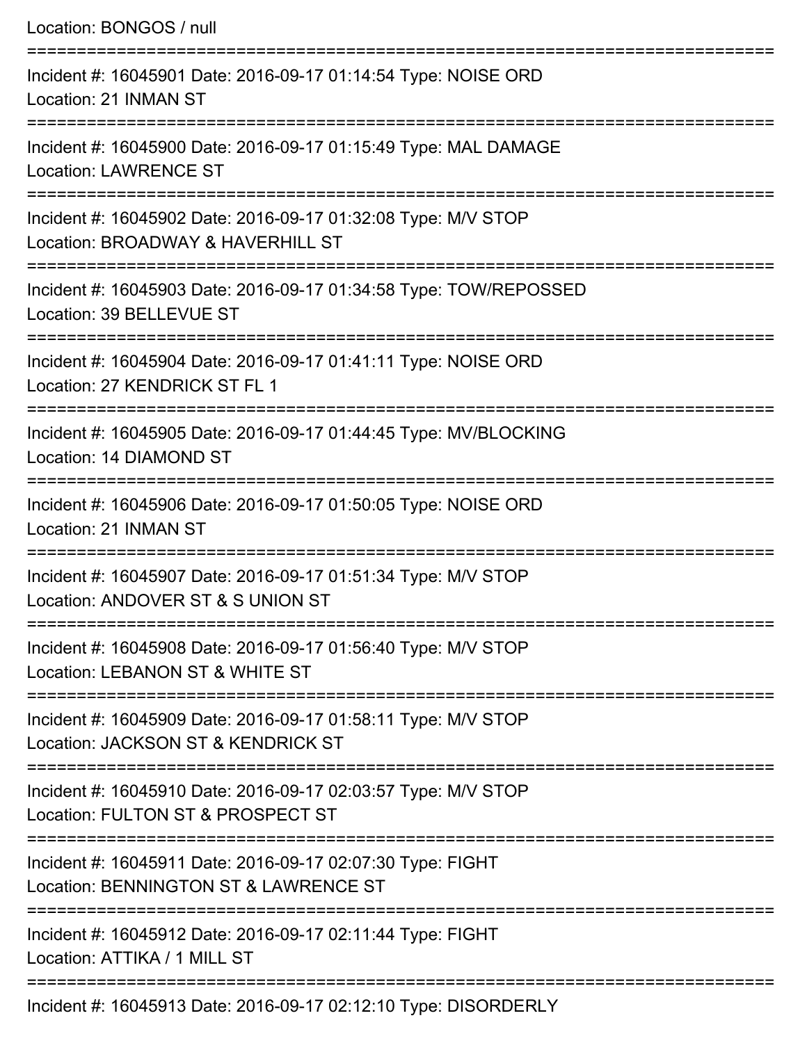Location: BONGOS / null

===========================================================================

Incident #: 16045901 Date: 2016-09-17 01:14:54 Type: NOISE ORD
Location: 21 INMAN ST

===========================================================================

Incident #: 16045900 Date: 2016-09-17 01:15:49 Type: MAL DAMAGE
Location: LAWRENCE ST

===========================================================================

Incident #: 16045902 Date: 2016-09-17 01:32:08 Type: M/V STOP
Location: BROADWAY & HAVERHILL ST

===========================================================================

Incident #: 16045903 Date: 2016-09-17 01:34:58 Type: TOW/REPOSSED
Location: 39 BELLEVUE ST

===========================================================================

Incident #: 16045904 Date: 2016-09-17 01:41:11 Type: NOISE ORD
Location: 27 KENDRICK ST FL 1

===========================================================================

Incident #: 16045905 Date: 2016-09-17 01:44:45 Type: MV/BLOCKING
Location: 14 DIAMOND ST

===========================================================================

Incident #: 16045906 Date: 2016-09-17 01:50:05 Type: NOISE ORD
Location: 21 INMAN ST

===========================================================================

Incident #: 16045907 Date: 2016-09-17 01:51:34 Type: M/V STOP
Location: ANDOVER ST & S UNION ST

===========================================================================

Incident #: 16045908 Date: 2016-09-17 01:56:40 Type: M/V STOP
Location: LEBANON ST & WHITE ST

===========================================================================

Incident #: 16045909 Date: 2016-09-17 01:58:11 Type: M/V STOP
Location: JACKSON ST & KENDRICK ST

===========================================================================

Incident #: 16045910 Date: 2016-09-17 02:03:57 Type: M/V STOP
Location: FULTON ST & PROSPECT ST

===========================================================================

Incident #: 16045911 Date: 2016-09-17 02:07:30 Type: FIGHT
Location: BENNINGTON ST & LAWRENCE ST

===========================================================================

Incident #: 16045912 Date: 2016-09-17 02:11:44 Type: FIGHT
Location: ATTIKA / 1 MILL ST

===========================================================================

Incident #: 16045913 Date: 2016-09-17 02:12:10 Type: DISORDERLY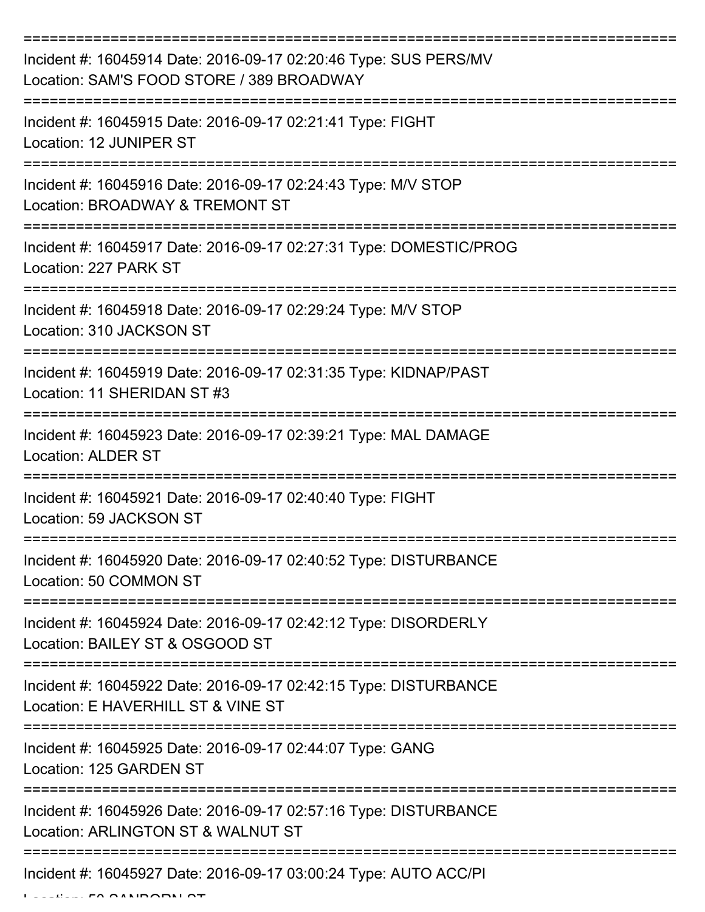===========================================================================

Incident #: 16045914 Date: 2016-09-17 02:20:46 Type: SUS PERS/MV
Location: SAM'S FOOD STORE / 389 BROADWAY

===========================================================================

Incident #: 16045915 Date: 2016-09-17 02:21:41 Type: FIGHT
Location: 12 JUNIPER ST

===========================================================================

Incident #: 16045916 Date: 2016-09-17 02:24:43 Type: M/V STOP
Location: BROADWAY & TREMONT ST

===========================================================================

Incident #: 16045917 Date: 2016-09-17 02:27:31 Type: DOMESTIC/PROG
Location: 227 PARK ST

===========================================================================

Incident #: 16045918 Date: 2016-09-17 02:29:24 Type: M/V STOP
Location: 310 JACKSON ST

===========================================================================

Incident #: 16045919 Date: 2016-09-17 02:31:35 Type: KIDNAP/PAST
Location: 11 SHERIDAN ST #3

===========================================================================

Incident #: 16045923 Date: 2016-09-17 02:39:21 Type: MAL DAMAGE
Location: ALDER ST

===========================================================================

Incident #: 16045921 Date: 2016-09-17 02:40:40 Type: FIGHT
Location: 59 JACKSON ST

===========================================================================

Incident #: 16045920 Date: 2016-09-17 02:40:52 Type: DISTURBANCE
Location: 50 COMMON ST

===========================================================================

Incident #: 16045924 Date: 2016-09-17 02:42:12 Type: DISORDERLY
Location: BAILEY ST & OSGOOD ST

===========================================================================

Incident #: 16045922 Date: 2016-09-17 02:42:15 Type: DISTURBANCE
Location: E HAVERHILL ST & VINE ST

===========================================================================

Incident #: 16045925 Date: 2016-09-17 02:44:07 Type: GANG
Location: 125 GARDEN ST

===========================================================================

Incident #: 16045926 Date: 2016-09-17 02:57:16 Type: DISTURBANCE
Location: ARLINGTON ST & WALNUT ST

===========================================================================

Incident #: 16045927 Date: 2016-09-17 03:00:24 Type: AUTO ACC/PI
Location: 50 SANBORN ST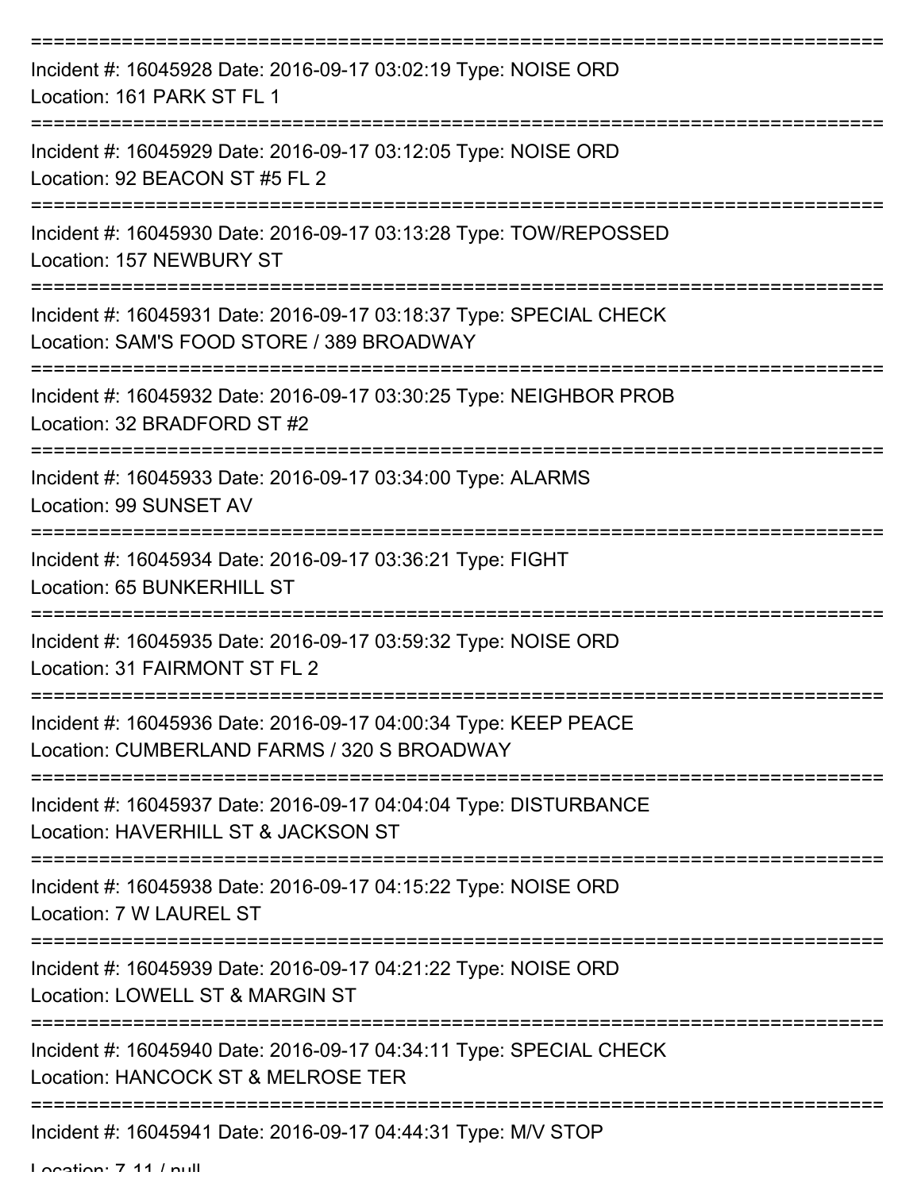===========================================================================

Incident #: 16045928 Date: 2016-09-17 03:02:19 Type: NOISE ORD
Location: 161 PARK ST FL 1

===========================================================================

Incident #: 16045929 Date: 2016-09-17 03:12:05 Type: NOISE ORD
Location: 92 BEACON ST #5 FL 2

===========================================================================

Incident #: 16045930 Date: 2016-09-17 03:13:28 Type: TOW/REPOSSED
Location: 157 NEWBURY ST

===========================================================================

Incident #: 16045931 Date: 2016-09-17 03:18:37 Type: SPECIAL CHECK
Location: SAM'S FOOD STORE / 389 BROADWAY

===========================================================================

Incident #: 16045932 Date: 2016-09-17 03:30:25 Type: NEIGHBOR PROB
Location: 32 BRADFORD ST #2

===========================================================================

Incident #: 16045933 Date: 2016-09-17 03:34:00 Type: ALARMS
Location: 99 SUNSET AV

===========================================================================

Incident #: 16045934 Date: 2016-09-17 03:36:21 Type: FIGHT
Location: 65 BUNKERHILL ST

===========================================================================

Incident #: 16045935 Date: 2016-09-17 03:59:32 Type: NOISE ORD
Location: 31 FAIRMONT ST FL 2

===========================================================================

Incident #: 16045936 Date: 2016-09-17 04:00:34 Type: KEEP PEACE
Location: CUMBERLAND FARMS / 320 S BROADWAY

===========================================================================

Incident #: 16045937 Date: 2016-09-17 04:04:04 Type: DISTURBANCE
Location: HAVERHILL ST & JACKSON ST

===========================================================================

Incident #: 16045938 Date: 2016-09-17 04:15:22 Type: NOISE ORD
Location: 7 W LAUREL ST

===========================================================================

Incident #: 16045939 Date: 2016-09-17 04:21:22 Type: NOISE ORD
Location: LOWELL ST & MARGIN ST

===========================================================================

Incident #: 16045940 Date: 2016-09-17 04:34:11 Type: SPECIAL CHECK
Location: HANCOCK ST & MELROSE TER

===========================================================================

Incident #: 16045941 Date: 2016-09-17 04:44:31 Type: M/V STOP
Location: 7-11 / null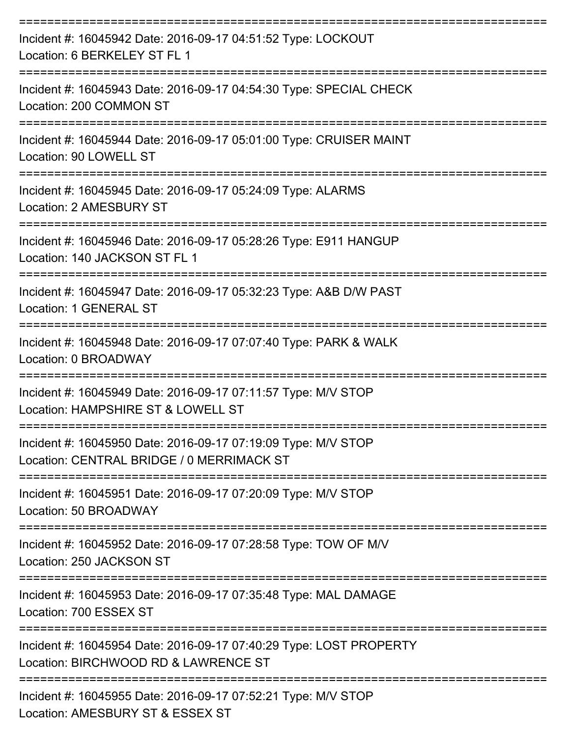===========================================================================

Incident #: 16045942 Date: 2016-09-17 04:51:52 Type: LOCKOUT
Location: 6 BERKELEY ST FL 1

===========================================================================

Incident #: 16045943 Date: 2016-09-17 04:54:30 Type: SPECIAL CHECK
Location: 200 COMMON ST

===========================================================================

Incident #: 16045944 Date: 2016-09-17 05:01:00 Type: CRUISER MAINT
Location: 90 LOWELL ST

===========================================================================

Incident #: 16045945 Date: 2016-09-17 05:24:09 Type: ALARMS
Location: 2 AMESBURY ST

===========================================================================

Incident #: 16045946 Date: 2016-09-17 05:28:26 Type: E911 HANGUP
Location: 140 JACKSON ST FL 1

===========================================================================

Incident #: 16045947 Date: 2016-09-17 05:32:23 Type: A&B D/W PAST
Location: 1 GENERAL ST

===========================================================================

Incident #: 16045948 Date: 2016-09-17 07:07:40 Type: PARK & WALK
Location: 0 BROADWAY

===========================================================================

Incident #: 16045949 Date: 2016-09-17 07:11:57 Type: M/V STOP
Location: HAMPSHIRE ST & LOWELL ST

===========================================================================

Incident #: 16045950 Date: 2016-09-17 07:19:09 Type: M/V STOP
Location: CENTRAL BRIDGE / 0 MERRIMACK ST

===========================================================================

Incident #: 16045951 Date: 2016-09-17 07:20:09 Type: M/V STOP
Location: 50 BROADWAY

===========================================================================

Incident #: 16045952 Date: 2016-09-17 07:28:58 Type: TOW OF M/V
Location: 250 JACKSON ST

===========================================================================

Incident #: 16045953 Date: 2016-09-17 07:35:48 Type: MAL DAMAGE
Location: 700 ESSEX ST

===========================================================================

Incident #: 16045954 Date: 2016-09-17 07:40:29 Type: LOST PROPERTY
Location: BIRCHWOOD RD & LAWRENCE ST

===========================================================================

Incident #: 16045955 Date: 2016-09-17 07:52:21 Type: M/V STOP
Location: AMESBURY ST & ESSEX ST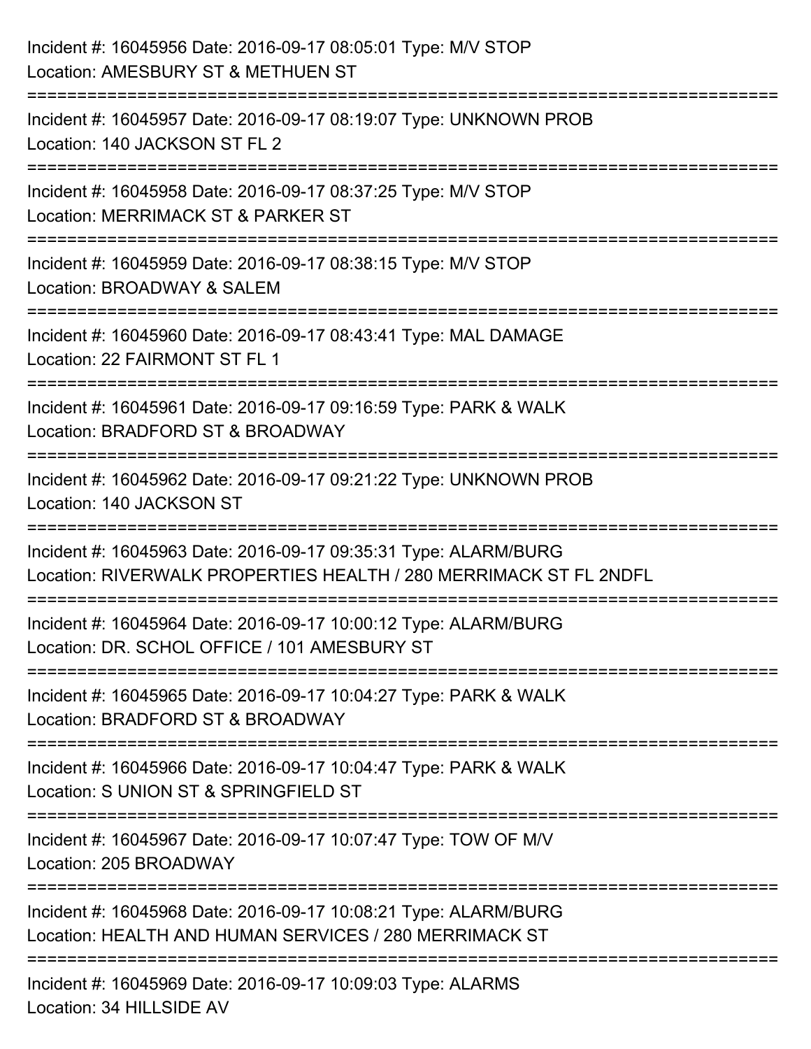Incident #: 16045956 Date: 2016-09-17 08:05:01 Type: M/V STOP
Location: AMESBURY ST & METHUEN ST

===========================================================================

Incident #: 16045957 Date: 2016-09-17 08:19:07 Type: UNKNOWN PROB
Location: 140 JACKSON ST FL 2

===========================================================================

Incident #: 16045958 Date: 2016-09-17 08:37:25 Type: M/V STOP
Location: MERRIMACK ST & PARKER ST

===========================================================================

Incident #: 16045959 Date: 2016-09-17 08:38:15 Type: M/V STOP
Location: BROADWAY & SALEM

===========================================================================

Incident #: 16045960 Date: 2016-09-17 08:43:41 Type: MAL DAMAGE
Location: 22 FAIRMONT ST FL 1

===========================================================================

Incident #: 16045961 Date: 2016-09-17 09:16:59 Type: PARK & WALK
Location: BRADFORD ST & BROADWAY

===========================================================================

Incident #: 16045962 Date: 2016-09-17 09:21:22 Type: UNKNOWN PROB
Location: 140 JACKSON ST

===========================================================================

Incident #: 16045963 Date: 2016-09-17 09:35:31 Type: ALARM/BURG
Location: RIVERWALK PROPERTIES HEALTH / 280 MERRIMACK ST FL 2NDFL

===========================================================================

Incident #: 16045964 Date: 2016-09-17 10:00:12 Type: ALARM/BURG
Location: DR. SCHOL OFFICE / 101 AMESBURY ST

===========================================================================

Incident #: 16045965 Date: 2016-09-17 10:04:27 Type: PARK & WALK
Location: BRADFORD ST & BROADWAY

===========================================================================

Incident #: 16045966 Date: 2016-09-17 10:04:47 Type: PARK & WALK
Location: S UNION ST & SPRINGFIELD ST

===========================================================================

Incident #: 16045967 Date: 2016-09-17 10:07:47 Type: TOW OF M/V
Location: 205 BROADWAY

===========================================================================

Incident #: 16045968 Date: 2016-09-17 10:08:21 Type: ALARM/BURG
Location: HEALTH AND HUMAN SERVICES / 280 MERRIMACK ST

===========================================================================

Incident #: 16045969 Date: 2016-09-17 10:09:03 Type: ALARMS
Location: 34 HILLSIDE AV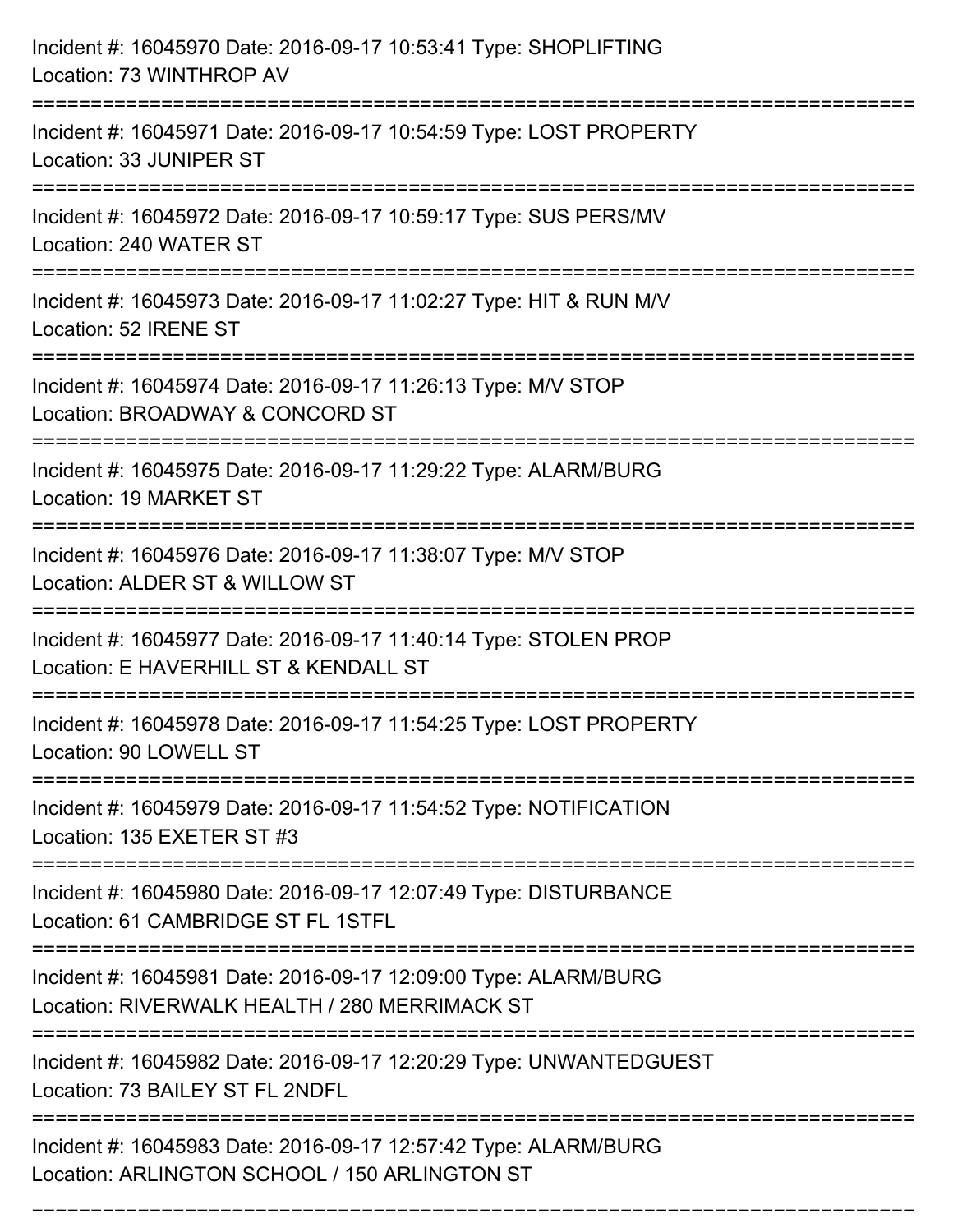Incident #: 16045970 Date: 2016-09-17 10:53:41 Type: SHOPLIFTING
Location: 73 WINTHROP AV

===========================================================================

Incident #: 16045971 Date: 2016-09-17 10:54:59 Type: LOST PROPERTY
Location: 33 JUNIPER ST

===========================================================================

Incident #: 16045972 Date: 2016-09-17 10:59:17 Type: SUS PERS/MV
Location: 240 WATER ST

===========================================================================

Incident #: 16045973 Date: 2016-09-17 11:02:27 Type: HIT & RUN M/V
Location: 52 IRENE ST

===========================================================================

Incident #: 16045974 Date: 2016-09-17 11:26:13 Type: M/V STOP
Location: BROADWAY & CONCORD ST

===========================================================================

Incident #: 16045975 Date: 2016-09-17 11:29:22 Type: ALARM/BURG
Location: 19 MARKET ST

===========================================================================

Incident #: 16045976 Date: 2016-09-17 11:38:07 Type: M/V STOP
Location: ALDER ST & WILLOW ST

===========================================================================

Incident #: 16045977 Date: 2016-09-17 11:40:14 Type: STOLEN PROP
Location: E HAVERHILL ST & KENDALL ST

===========================================================================

Incident #: 16045978 Date: 2016-09-17 11:54:25 Type: LOST PROPERTY
Location: 90 LOWELL ST

===========================================================================

Incident #: 16045979 Date: 2016-09-17 11:54:52 Type: NOTIFICATION
Location: 135 EXETER ST #3

===========================================================================

Incident #: 16045980 Date: 2016-09-17 12:07:49 Type: DISTURBANCE
Location: 61 CAMBRIDGE ST FL 1STFL

===========================================================================

Incident #: 16045981 Date: 2016-09-17 12:09:00 Type: ALARM/BURG
Location: RIVERWALK HEALTH / 280 MERRIMACK ST

===========================================================================

Incident #: 16045982 Date: 2016-09-17 12:20:29 Type: UNWANTEDGUEST
Location: 73 BAILEY ST FL 2NDFL

===========================================================================

Incident #: 16045983 Date: 2016-09-17 12:57:42 Type: ALARM/BURG
Location: ARLINGTON SCHOOL / 150 ARLINGTON ST

===========================================================================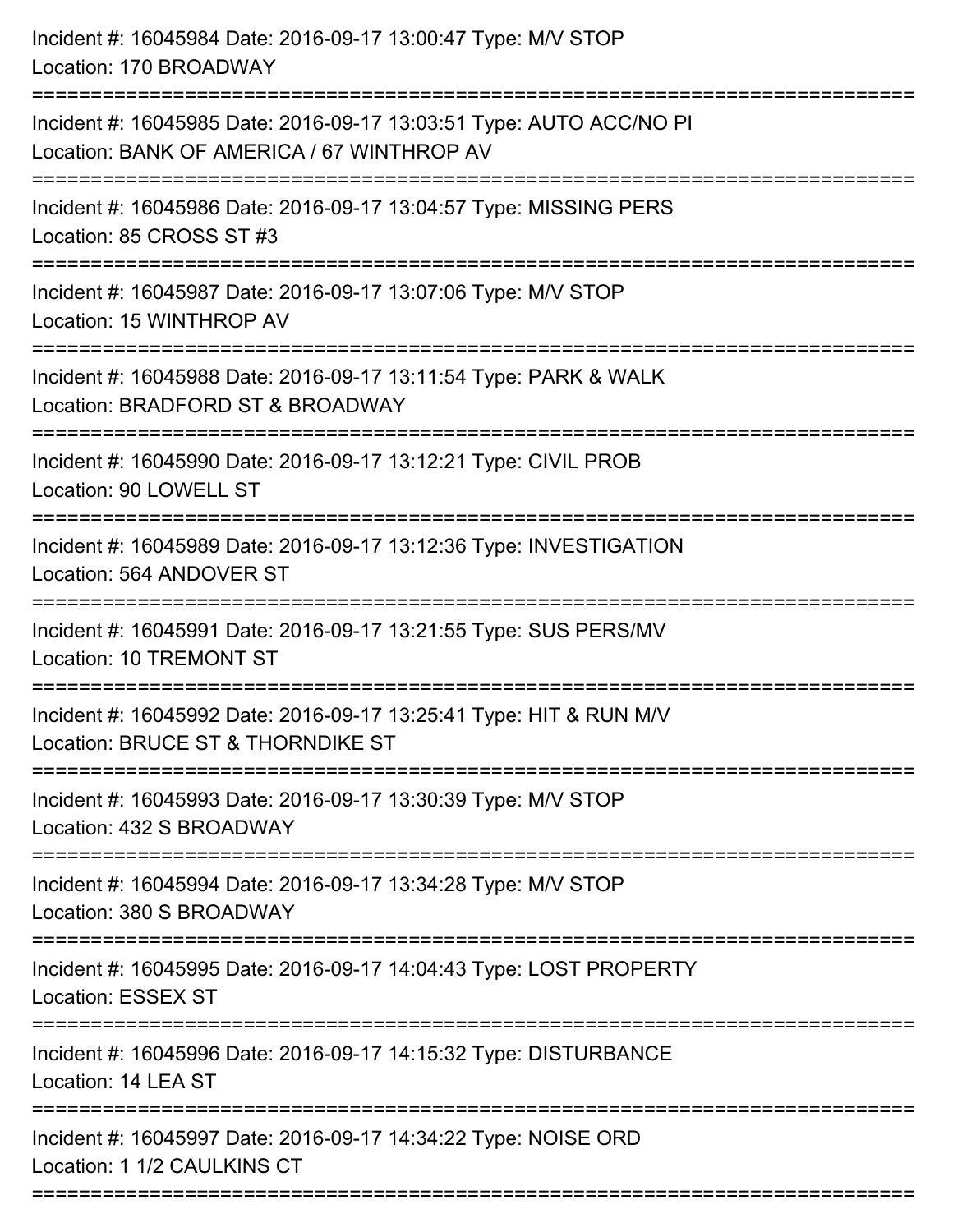Incident #: 16045984 Date: 2016-09-17 13:00:47 Type: M/V STOP
Location: 170 BROADWAY

===========================================================================

Incident #: 16045985 Date: 2016-09-17 13:03:51 Type: AUTO ACC/NO PI
Location: BANK OF AMERICA / 67 WINTHROP AV

===========================================================================

Incident #: 16045986 Date: 2016-09-17 13:04:57 Type: MISSING PERS
Location: 85 CROSS ST #3

===========================================================================

Incident #: 16045987 Date: 2016-09-17 13:07:06 Type: M/V STOP
Location: 15 WINTHROP AV

===========================================================================

Incident #: 16045988 Date: 2016-09-17 13:11:54 Type: PARK & WALK
Location: BRADFORD ST & BROADWAY

===========================================================================

Incident #: 16045990 Date: 2016-09-17 13:12:21 Type: CIVIL PROB
Location: 90 LOWELL ST

===========================================================================

Incident #: 16045989 Date: 2016-09-17 13:12:36 Type: INVESTIGATION
Location: 564 ANDOVER ST

===========================================================================

Incident #: 16045991 Date: 2016-09-17 13:21:55 Type: SUS PERS/MV
Location: 10 TREMONT ST

===========================================================================

Incident #: 16045992 Date: 2016-09-17 13:25:41 Type: HIT & RUN M/V
Location: BRUCE ST & THORNDIKE ST

===========================================================================

Incident #: 16045993 Date: 2016-09-17 13:30:39 Type: M/V STOP
Location: 432 S BROADWAY

===========================================================================

Incident #: 16045994 Date: 2016-09-17 13:34:28 Type: M/V STOP
Location: 380 S BROADWAY

===========================================================================

Incident #: 16045995 Date: 2016-09-17 14:04:43 Type: LOST PROPERTY
Location: ESSEX ST

===========================================================================

Incident #: 16045996 Date: 2016-09-17 14:15:32 Type: DISTURBANCE
Location: 14 LEA ST

===========================================================================

Incident #: 16045997 Date: 2016-09-17 14:34:22 Type: NOISE ORD
Location: 1 1/2 CAULKINS CT

===========================================================================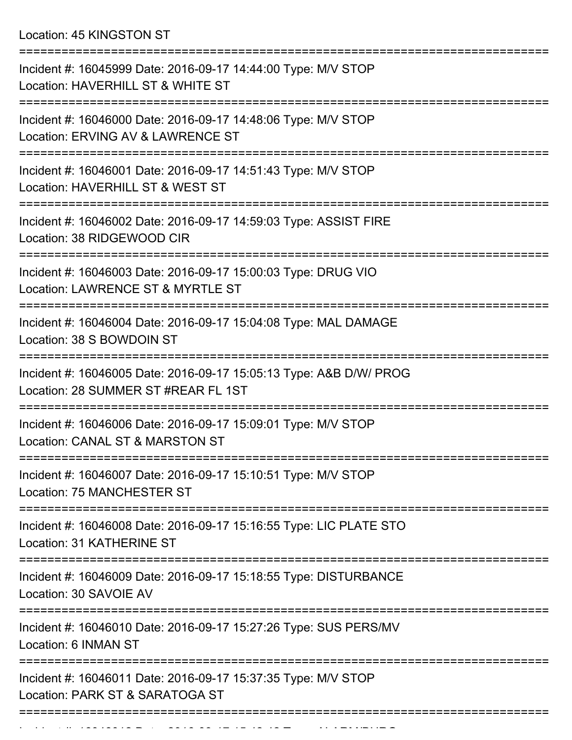Location: 45 KINGSTON ST

===========================================================================

Incident #: 16045999 Date: 2016-09-17 14:44:00 Type: M/V STOP
Location: HAVERHILL ST & WHITE ST

===========================================================================

Incident #: 16046000 Date: 2016-09-17 14:48:06 Type: M/V STOP
Location: ERVING AV & LAWRENCE ST

===========================================================================

Incident #: 16046001 Date: 2016-09-17 14:51:43 Type: M/V STOP
Location: HAVERHILL ST & WEST ST

===========================================================================

Incident #: 16046002 Date: 2016-09-17 14:59:03 Type: ASSIST FIRE
Location: 38 RIDGEWOOD CIR

===========================================================================

Incident #: 16046003 Date: 2016-09-17 15:00:03 Type: DRUG VIO
Location: LAWRENCE ST & MYRTLE ST

===========================================================================

Incident #: 16046004 Date: 2016-09-17 15:04:08 Type: MAL DAMAGE
Location: 38 S BOWDOIN ST

===========================================================================

Incident #: 16046005 Date: 2016-09-17 15:05:13 Type: A&B D/W/ PROG
Location: 28 SUMMER ST #REAR FL 1ST

===========================================================================

Incident #: 16046006 Date: 2016-09-17 15:09:01 Type: M/V STOP
Location: CANAL ST & MARSTON ST

===========================================================================

Incident #: 16046007 Date: 2016-09-17 15:10:51 Type: M/V STOP
Location: 75 MANCHESTER ST

===========================================================================

Incident #: 16046008 Date: 2016-09-17 15:16:55 Type: LIC PLATE STO
Location: 31 KATHERINE ST

===========================================================================

Incident #: 16046009 Date: 2016-09-17 15:18:55 Type: DISTURBANCE
Location: 30 SAVOIE AV

===========================================================================

Incident #: 16046010 Date: 2016-09-17 15:27:26 Type: SUS PERS/MV
Location: 6 INMAN ST

===========================================================================

Incident #: 16046011 Date: 2016-09-17 15:37:35 Type: M/V STOP
Location: PARK ST & SARATOGA ST

===========================================================================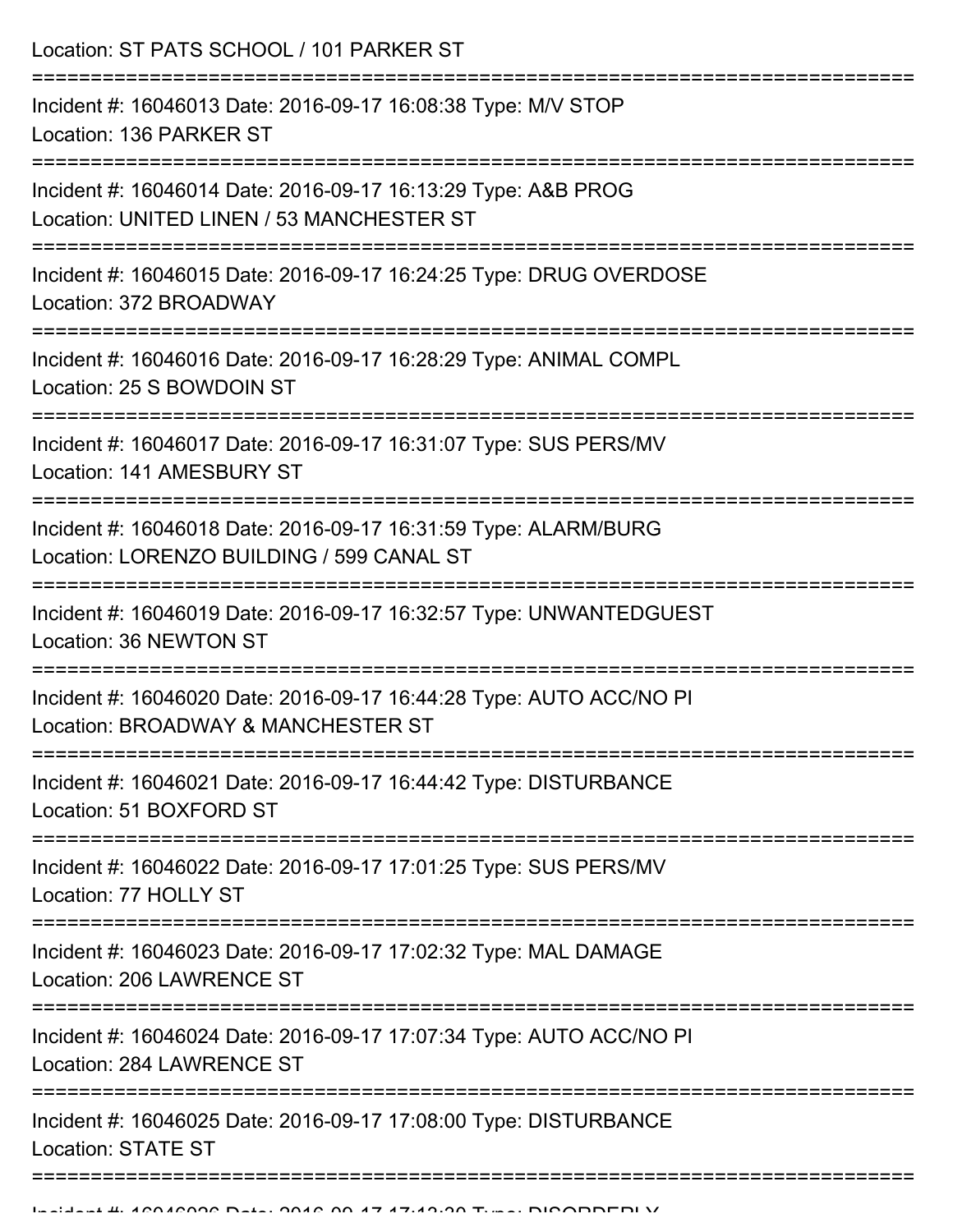Location: ST PATS SCHOOL / 101 PARKER ST

===========================================================================

Incident #: 16046013 Date: 2016-09-17 16:08:38 Type: M/V STOP
Location: 136 PARKER ST

===========================================================================

Incident #: 16046014 Date: 2016-09-17 16:13:29 Type: A&B PROG
Location: UNITED LINEN / 53 MANCHESTER ST

===========================================================================

Incident #: 16046015 Date: 2016-09-17 16:24:25 Type: DRUG OVERDOSE
Location: 372 BROADWAY

===========================================================================

Incident #: 16046016 Date: 2016-09-17 16:28:29 Type: ANIMAL COMPL
Location: 25 S BOWDOIN ST

===========================================================================

Incident #: 16046017 Date: 2016-09-17 16:31:07 Type: SUS PERS/MV
Location: 141 AMESBURY ST

===========================================================================

Incident #: 16046018 Date: 2016-09-17 16:31:59 Type: ALARM/BURG
Location: LORENZO BUILDING / 599 CANAL ST

===========================================================================

Incident #: 16046019 Date: 2016-09-17 16:32:57 Type: UNWANTEDGUEST
Location: 36 NEWTON ST

===========================================================================

Incident #: 16046020 Date: 2016-09-17 16:44:28 Type: AUTO ACC/NO PI
Location: BROADWAY & MANCHESTER ST

===========================================================================

Incident #: 16046021 Date: 2016-09-17 16:44:42 Type: DISTURBANCE
Location: 51 BOXFORD ST

===========================================================================

Incident #: 16046022 Date: 2016-09-17 17:01:25 Type: SUS PERS/MV
Location: 77 HOLLY ST

===========================================================================

Incident #: 16046023 Date: 2016-09-17 17:02:32 Type: MAL DAMAGE
Location: 206 LAWRENCE ST

===========================================================================

Incident #: 16046024 Date: 2016-09-17 17:07:34 Type: AUTO ACC/NO PI
Location: 284 LAWRENCE ST

===========================================================================

Incident #: 16046025 Date: 2016-09-17 17:08:00 Type: DISTURBANCE
Location: STATE ST

===========================================================================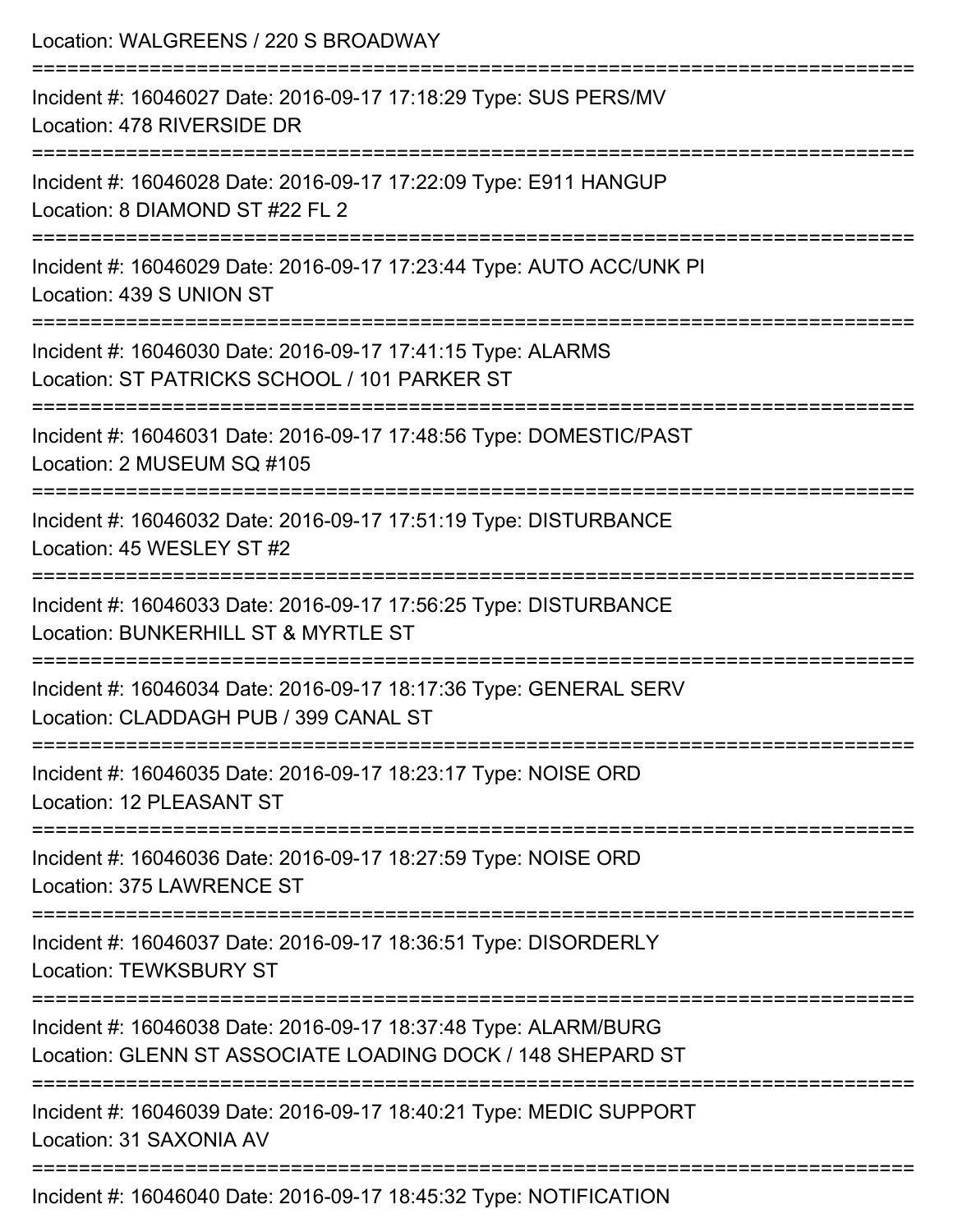Location: WALGREENS / 220 S BROADWAY

===========================================================================

Incident #: 16046027 Date: 2016-09-17 17:18:29 Type: SUS PERS/MV
Location: 478 RIVERSIDE DR

===========================================================================

Incident #: 16046028 Date: 2016-09-17 17:22:09 Type: E911 HANGUP
Location: 8 DIAMOND ST #22 FL 2

===========================================================================

Incident #: 16046029 Date: 2016-09-17 17:23:44 Type: AUTO ACC/UNK PI
Location: 439 S UNION ST

===========================================================================

Incident #: 16046030 Date: 2016-09-17 17:41:15 Type: ALARMS
Location: ST PATRICKS SCHOOL / 101 PARKER ST

===========================================================================

Incident #: 16046031 Date: 2016-09-17 17:48:56 Type: DOMESTIC/PAST
Location: 2 MUSEUM SQ #105

===========================================================================

Incident #: 16046032 Date: 2016-09-17 17:51:19 Type: DISTURBANCE
Location: 45 WESLEY ST #2

===========================================================================

Incident #: 16046033 Date: 2016-09-17 17:56:25 Type: DISTURBANCE
Location: BUNKERHILL ST & MYRTLE ST

===========================================================================

Incident #: 16046034 Date: 2016-09-17 18:17:36 Type: GENERAL SERV
Location: CLADDAGH PUB / 399 CANAL ST

===========================================================================

Incident #: 16046035 Date: 2016-09-17 18:23:17 Type: NOISE ORD
Location: 12 PLEASANT ST

===========================================================================

Incident #: 16046036 Date: 2016-09-17 18:27:59 Type: NOISE ORD
Location: 375 LAWRENCE ST

===========================================================================

Incident #: 16046037 Date: 2016-09-17 18:36:51 Type: DISORDERLY
Location: TEWKSBURY ST

===========================================================================

Incident #: 16046038 Date: 2016-09-17 18:37:48 Type: ALARM/BURG
Location: GLENN ST ASSOCIATE LOADING DOCK / 148 SHEPARD ST

===========================================================================

Incident #: 16046039 Date: 2016-09-17 18:40:21 Type: MEDIC SUPPORT
Location: 31 SAXONIA AV

===========================================================================

Incident #: 16046040 Date: 2016-09-17 18:45:32 Type: NOTIFICATION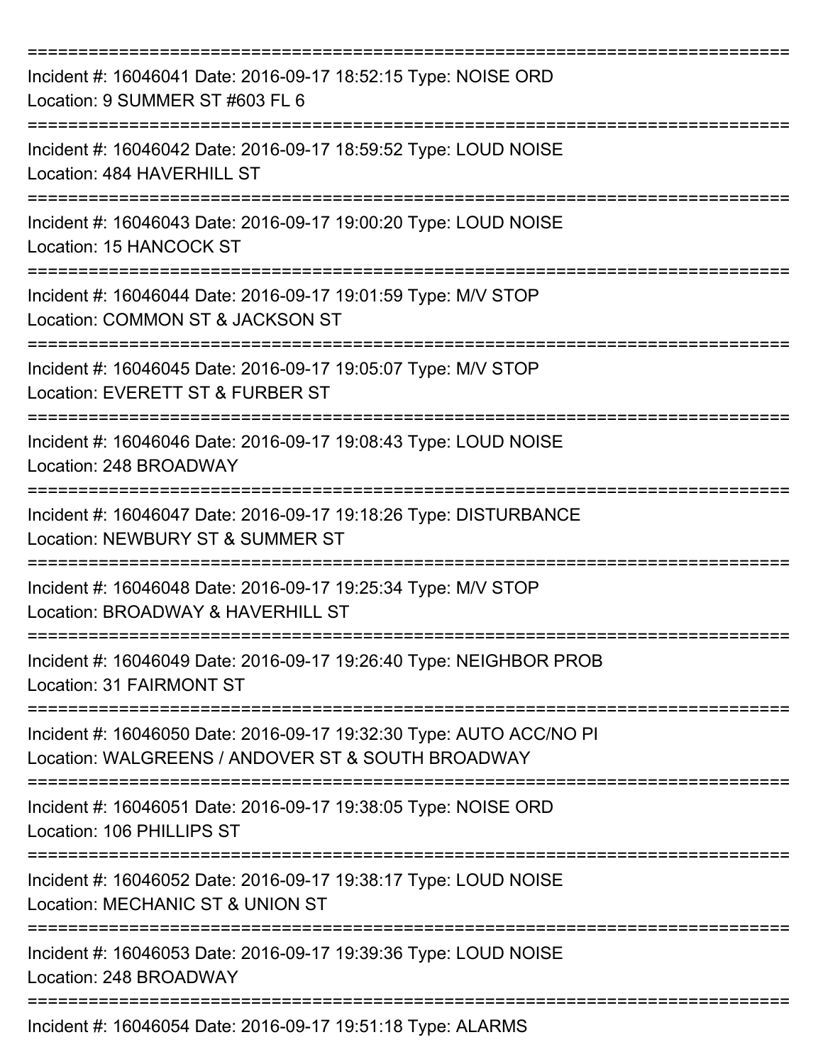===========================================================================

Incident #: 16046041 Date: 2016-09-17 18:52:15 Type: NOISE ORD
Location: 9 SUMMER ST #603 FL 6

===========================================================================

Incident #: 16046042 Date: 2016-09-17 18:59:52 Type: LOUD NOISE
Location: 484 HAVERHILL ST

===========================================================================

Incident #: 16046043 Date: 2016-09-17 19:00:20 Type: LOUD NOISE
Location: 15 HANCOCK ST

===========================================================================

Incident #: 16046044 Date: 2016-09-17 19:01:59 Type: M/V STOP
Location: COMMON ST & JACKSON ST

===========================================================================

Incident #: 16046045 Date: 2016-09-17 19:05:07 Type: M/V STOP
Location: EVERETT ST & FURBER ST

===========================================================================

Incident #: 16046046 Date: 2016-09-17 19:08:43 Type: LOUD NOISE
Location: 248 BROADWAY

===========================================================================

Incident #: 16046047 Date: 2016-09-17 19:18:26 Type: DISTURBANCE
Location: NEWBURY ST & SUMMER ST

===========================================================================

Incident #: 16046048 Date: 2016-09-17 19:25:34 Type: M/V STOP
Location: BROADWAY & HAVERHILL ST

===========================================================================

Incident #: 16046049 Date: 2016-09-17 19:26:40 Type: NEIGHBOR PROB
Location: 31 FAIRMONT ST

===========================================================================

Incident #: 16046050 Date: 2016-09-17 19:32:30 Type: AUTO ACC/NO PI
Location: WALGREENS / ANDOVER ST & SOUTH BROADWAY

===========================================================================

Incident #: 16046051 Date: 2016-09-17 19:38:05 Type: NOISE ORD
Location: 106 PHILLIPS ST

===========================================================================

Incident #: 16046052 Date: 2016-09-17 19:38:17 Type: LOUD NOISE
Location: MECHANIC ST & UNION ST

===========================================================================

Incident #: 16046053 Date: 2016-09-17 19:39:36 Type: LOUD NOISE
Location: 248 BROADWAY

===========================================================================

Incident #: 16046054 Date: 2016-09-17 19:51:18 Type: ALARMS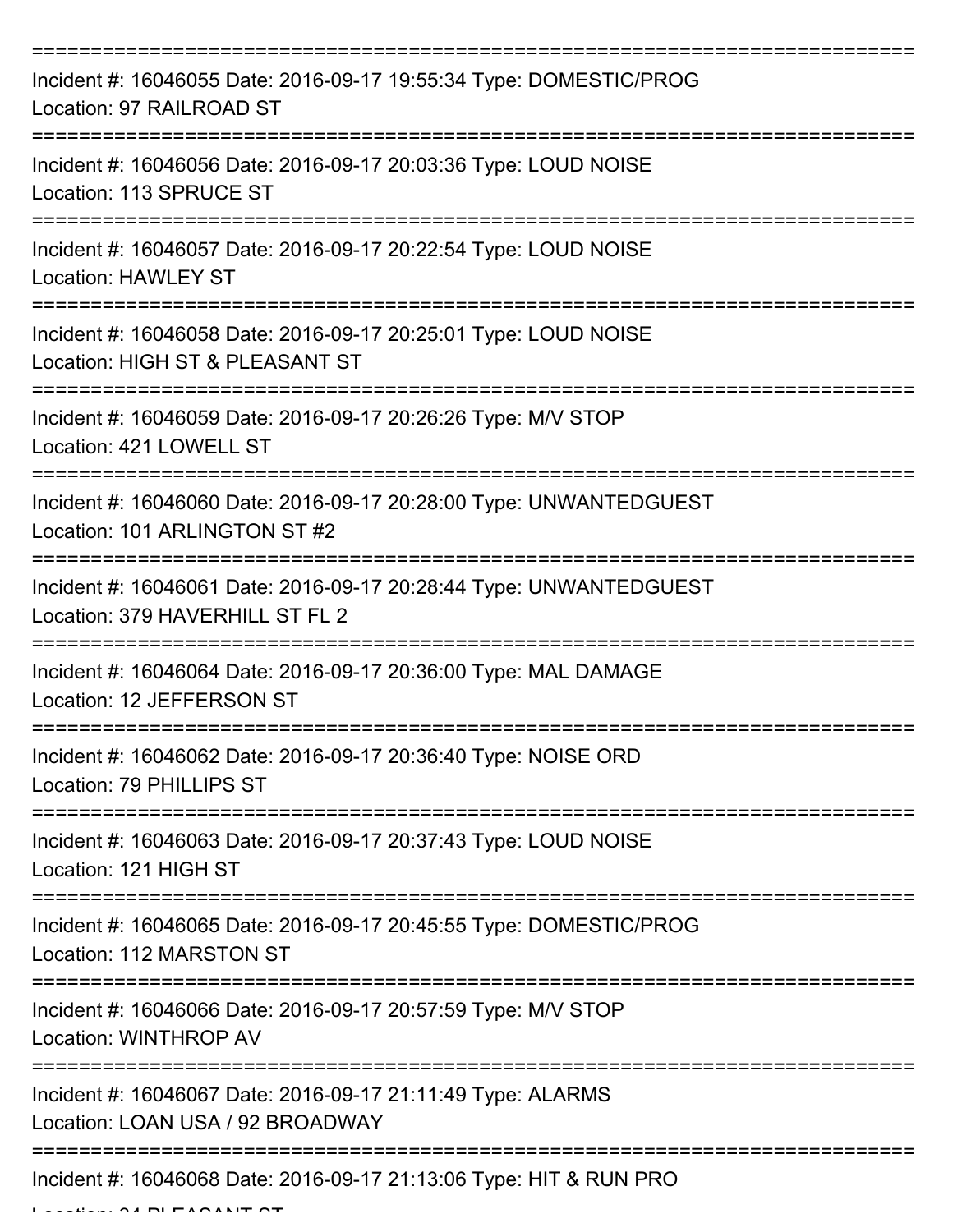===========================================================================
Incident #: 16046055 Date: 2016-09-17 19:55:34 Type: DOMESTIC/PROG
Location: 97 RAILROAD ST
===========================================================================
Incident #: 16046056 Date: 2016-09-17 20:03:36 Type: LOUD NOISE
Location: 113 SPRUCE ST
===========================================================================
Incident #: 16046057 Date: 2016-09-17 20:22:54 Type: LOUD NOISE
Location: HAWLEY ST
===========================================================================
Incident #: 16046058 Date: 2016-09-17 20:25:01 Type: LOUD NOISE
Location: HIGH ST & PLEASANT ST
===========================================================================
Incident #: 16046059 Date: 2016-09-17 20:26:26 Type: M/V STOP
Location: 421 LOWELL ST
===========================================================================
Incident #: 16046060 Date: 2016-09-17 20:28:00 Type: UNWANTEDGUEST
Location: 101 ARLINGTON ST #2
===========================================================================
Incident #: 16046061 Date: 2016-09-17 20:28:44 Type: UNWANTEDGUEST
Location: 379 HAVERHILL ST FL 2
===========================================================================
Incident #: 16046064 Date: 2016-09-17 20:36:00 Type: MAL DAMAGE
Location: 12 JEFFERSON ST
===========================================================================
Incident #: 16046062 Date: 2016-09-17 20:36:40 Type: NOISE ORD
Location: 79 PHILLIPS ST
===========================================================================
Incident #: 16046063 Date: 2016-09-17 20:37:43 Type: LOUD NOISE
Location: 121 HIGH ST
===========================================================================
Incident #: 16046065 Date: 2016-09-17 20:45:55 Type: DOMESTIC/PROG
Location: 112 MARSTON ST
===========================================================================
Incident #: 16046066 Date: 2016-09-17 20:57:59 Type: M/V STOP
Location: WINTHROP AV
===========================================================================
Incident #: 16046067 Date: 2016-09-17 21:11:49 Type: ALARMS
Location: LOAN USA / 92 BROADWAY
===========================================================================
Incident #: 16046068 Date: 2016-09-17 21:13:06 Type: HIT & RUN PRO
Location: 34 PLEASANT ST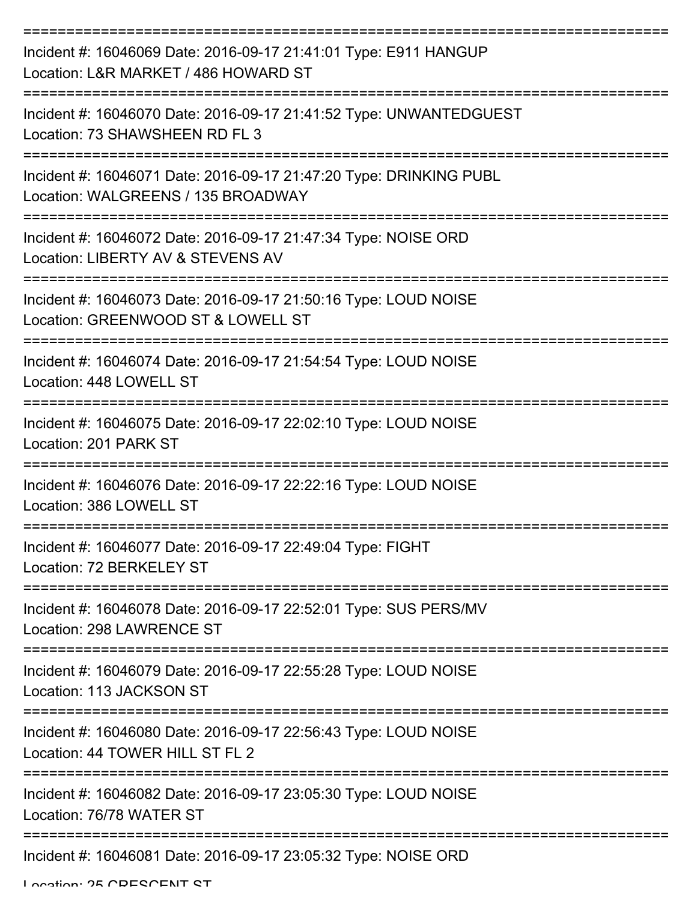===========================================================================

Incident #: 16046069 Date: 2016-09-17 21:41:01 Type: E911 HANGUP
Location: L&R MARKET / 486 HOWARD ST

===========================================================================

Incident #: 16046070 Date: 2016-09-17 21:41:52 Type: UNWANTEDGUEST
Location: 73 SHAWSHEEN RD FL 3

===========================================================================

Incident #: 16046071 Date: 2016-09-17 21:47:20 Type: DRINKING PUBL
Location: WALGREENS / 135 BROADWAY

===========================================================================

Incident #: 16046072 Date: 2016-09-17 21:47:34 Type: NOISE ORD
Location: LIBERTY AV & STEVENS AV

===========================================================================

Incident #: 16046073 Date: 2016-09-17 21:50:16 Type: LOUD NOISE
Location: GREENWOOD ST & LOWELL ST

===========================================================================

Incident #: 16046074 Date: 2016-09-17 21:54:54 Type: LOUD NOISE
Location: 448 LOWELL ST

===========================================================================

Incident #: 16046075 Date: 2016-09-17 22:02:10 Type: LOUD NOISE
Location: 201 PARK ST

===========================================================================

Incident #: 16046076 Date: 2016-09-17 22:22:16 Type: LOUD NOISE
Location: 386 LOWELL ST

===========================================================================

Incident #: 16046077 Date: 2016-09-17 22:49:04 Type: FIGHT
Location: 72 BERKELEY ST

===========================================================================

Incident #: 16046078 Date: 2016-09-17 22:52:01 Type: SUS PERS/MV
Location: 298 LAWRENCE ST

===========================================================================

Incident #: 16046079 Date: 2016-09-17 22:55:28 Type: LOUD NOISE
Location: 113 JACKSON ST

===========================================================================

Incident #: 16046080 Date: 2016-09-17 22:56:43 Type: LOUD NOISE
Location: 44 TOWER HILL ST FL 2

===========================================================================

Incident #: 16046082 Date: 2016-09-17 23:05:30 Type: LOUD NOISE
Location: 76/78 WATER ST

===========================================================================

Incident #: 16046081 Date: 2016-09-17 23:05:32 Type: NOISE ORD
Location: 25 CRESCENT ST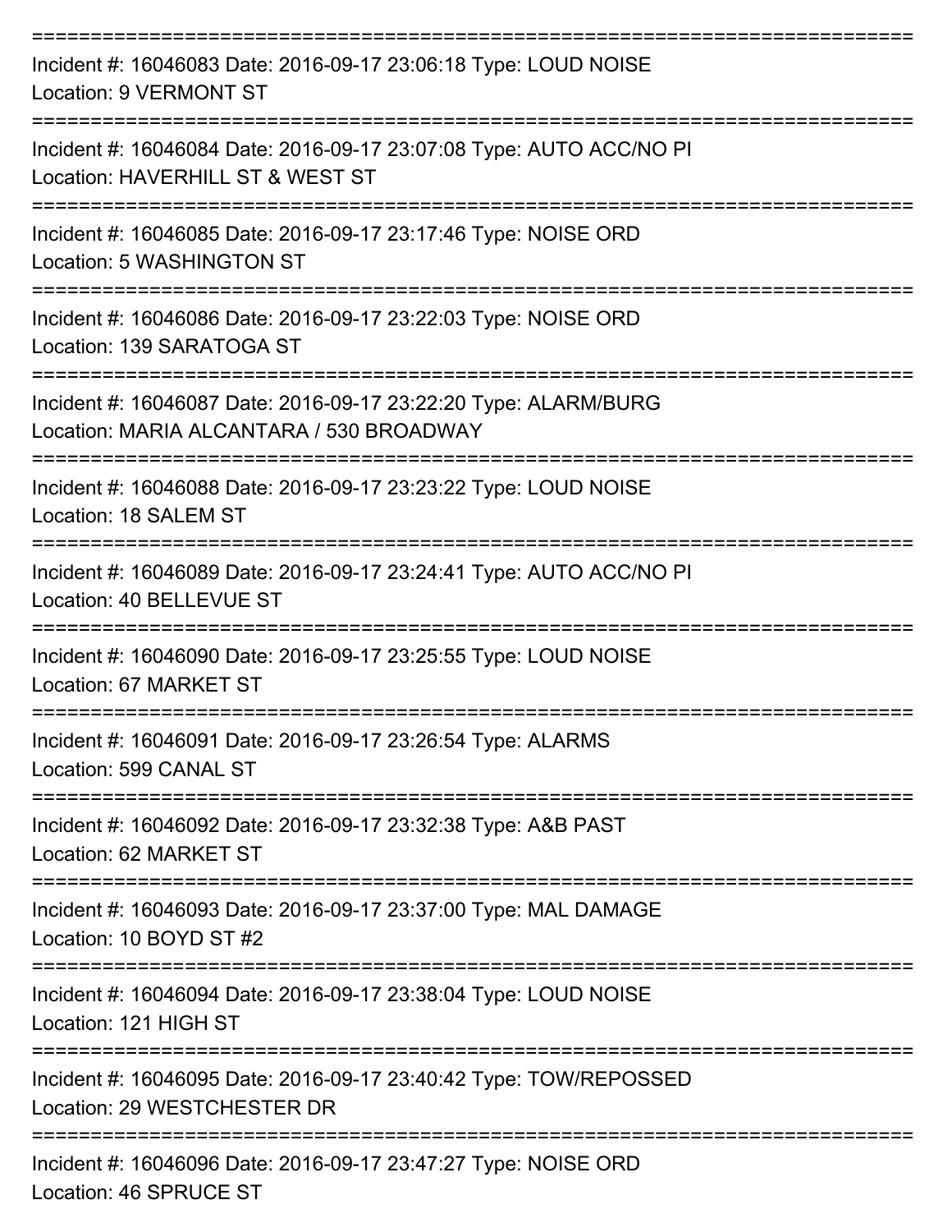===========================================================================

Incident #: 16046083 Date: 2016-09-17 23:06:18 Type: LOUD NOISE
Location: 9 VERMONT ST

===========================================================================

Incident #: 16046084 Date: 2016-09-17 23:07:08 Type: AUTO ACC/NO PI
Location: HAVERHILL ST & WEST ST

===========================================================================

Incident #: 16046085 Date: 2016-09-17 23:17:46 Type: NOISE ORD
Location: 5 WASHINGTON ST

===========================================================================

Incident #: 16046086 Date: 2016-09-17 23:22:03 Type: NOISE ORD
Location: 139 SARATOGA ST

===========================================================================

Incident #: 16046087 Date: 2016-09-17 23:22:20 Type: ALARM/BURG
Location: MARIA ALCANTARA / 530 BROADWAY

===========================================================================

Incident #: 16046088 Date: 2016-09-17 23:23:22 Type: LOUD NOISE
Location: 18 SALEM ST

===========================================================================

Incident #: 16046089 Date: 2016-09-17 23:24:41 Type: AUTO ACC/NO PI
Location: 40 BELLEVUE ST

===========================================================================

Incident #: 16046090 Date: 2016-09-17 23:25:55 Type: LOUD NOISE
Location: 67 MARKET ST

===========================================================================

Incident #: 16046091 Date: 2016-09-17 23:26:54 Type: ALARMS
Location: 599 CANAL ST

===========================================================================

Incident #: 16046092 Date: 2016-09-17 23:32:38 Type: A&B PAST
Location: 62 MARKET ST

===========================================================================

Incident #: 16046093 Date: 2016-09-17 23:37:00 Type: MAL DAMAGE
Location: 10 BOYD ST #2

===========================================================================

Incident #: 16046094 Date: 2016-09-17 23:38:04 Type: LOUD NOISE
Location: 121 HIGH ST

===========================================================================

Incident #: 16046095 Date: 2016-09-17 23:40:42 Type: TOW/REPOSSED
Location: 29 WESTCHESTER DR

===========================================================================

Incident #: 16046096 Date: 2016-09-17 23:47:27 Type: NOISE ORD
Location: 46 SPRUCE ST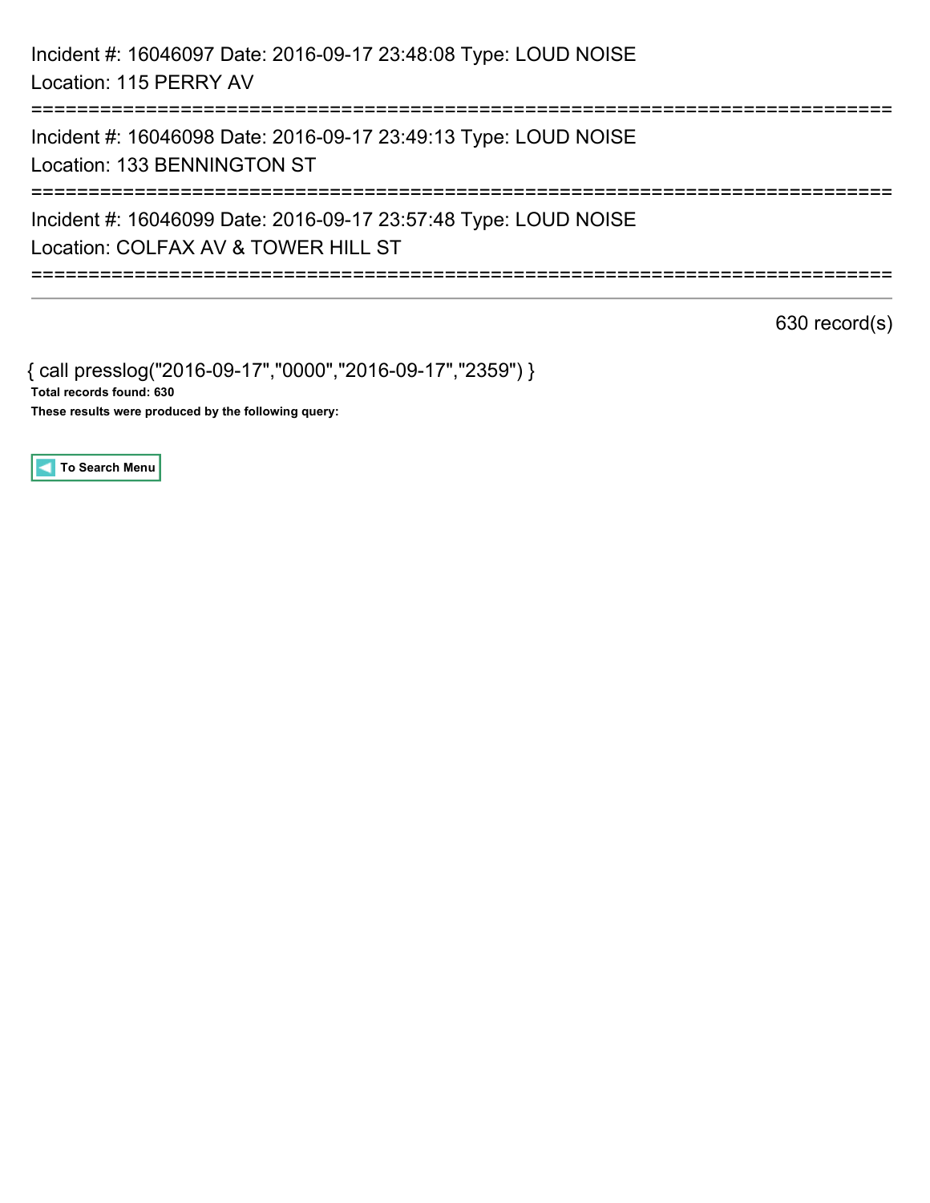Incident #: 16046097 Date: 2016-09-17 23:48:08 Type: LOUD NOISE
Location: 115 PERRY AV

===========================================================================

Incident #: 16046098 Date: 2016-09-17 23:49:13 Type: LOUD NOISE
Location: 133 BENNINGTON ST

===========================================================================

Incident #: 16046099 Date: 2016-09-17 23:57:48 Type: LOUD NOISE
Location: COLFAX AV & TOWER HILL ST

===========================================================================

---

630 record(s)

{ call presslog("2016-09-17","0000","2016-09-17","2359") }

**Total records found: 630**

**These results were produced by the following query:**

**To Search Menu**